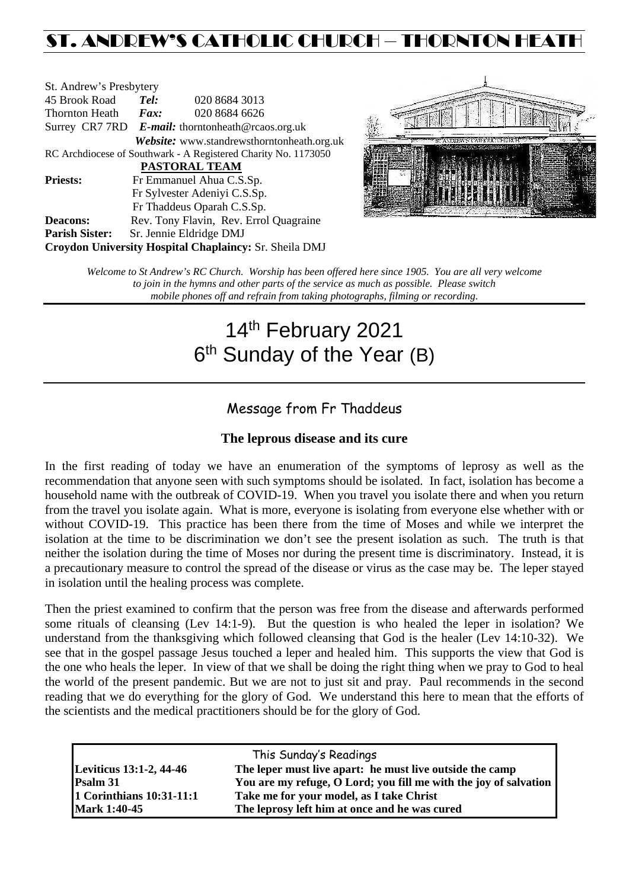# ST. ANDREW'S CATHOLIC CHURCH – THORNTON HEATH

St. Andrew's Presbytery
45 Brook Road *Tel:* 020 8684 3013
Thornton Heath *Fax:* 020 8684 6626
Surrey CR7 7RD *E-mail:* thorntonheath@rcaos.org.uk
*Website:* www.standrewsthorntonheath.org.uk
RC Archdiocese of Southwark - A Registered Charity No. 1173050

**PASTORAL TEAM**

**Priests:** Fr Emmanuel Ahua C.S.Sp.
Fr Sylvester Adeniyi C.S.Sp.
Fr Thaddeus Oparah C.S.Sp.
**Deacons:** Rev. Tony Flavin, Rev. Errol Quagraine
**Parish Sister:** Sr. Jennie Eldridge DMJ
**Croydon University Hospital Chaplaincy:** Sr. Sheila DMJ

*Welcome to St Andrew's RC Church. Worship has been offered here since 1905. You are all very welcome to join in the hymns and other parts of the service as much as possible. Please switch mobile phones off and refrain from taking photographs, filming or recording.*

# 14th February 2021
# 6th Sunday of the Year (B)

## Message from Fr Thaddeus

### The leprous disease and its cure

In the first reading of today we have an enumeration of the symptoms of leprosy as well as the recommendation that anyone seen with such symptoms should be isolated. In fact, isolation has become a household name with the outbreak of COVID-19. When you travel you isolate there and when you return from the travel you isolate again. What is more, everyone is isolating from everyone else whether with or without COVID-19. This practice has been there from the time of Moses and while we interpret the isolation at the time to be discrimination we don't see the present isolation as such. The truth is that neither the isolation during the time of Moses nor during the present time is discriminatory. Instead, it is a precautionary measure to control the spread of the disease or virus as the case may be. The leper stayed in isolation until the healing process was complete.

Then the priest examined to confirm that the person was free from the disease and afterwards performed some rituals of cleansing (Lev 14:1-9). But the question is who healed the leper in isolation? We understand from the thanksgiving which followed cleansing that God is the healer (Lev 14:10-32). We see that in the gospel passage Jesus touched a leper and healed him. This supports the view that God is the one who heals the leper. In view of that we shall be doing the right thing when we pray to God to heal the world of the present pandemic. But we are not to just sit and pray. Paul recommends in the second reading that we do everything for the glory of God. We understand this here to mean that the efforts of the scientists and the medical practitioners should be for the glory of God.

This Sunday's Readings

| | |
|---|---|
| **Leviticus 13:1-2, 44-46** | **The leper must live apart: he must live outside the camp** |
| **Psalm 31** | **You are my refuge, O Lord; you fill me with the joy of salvation** |
| **1 Corinthians 10:31-11:1** | **Take me for your model, as I take Christ** |
| **Mark 1:40-45** | **The leprosy left him at once and he was cured** |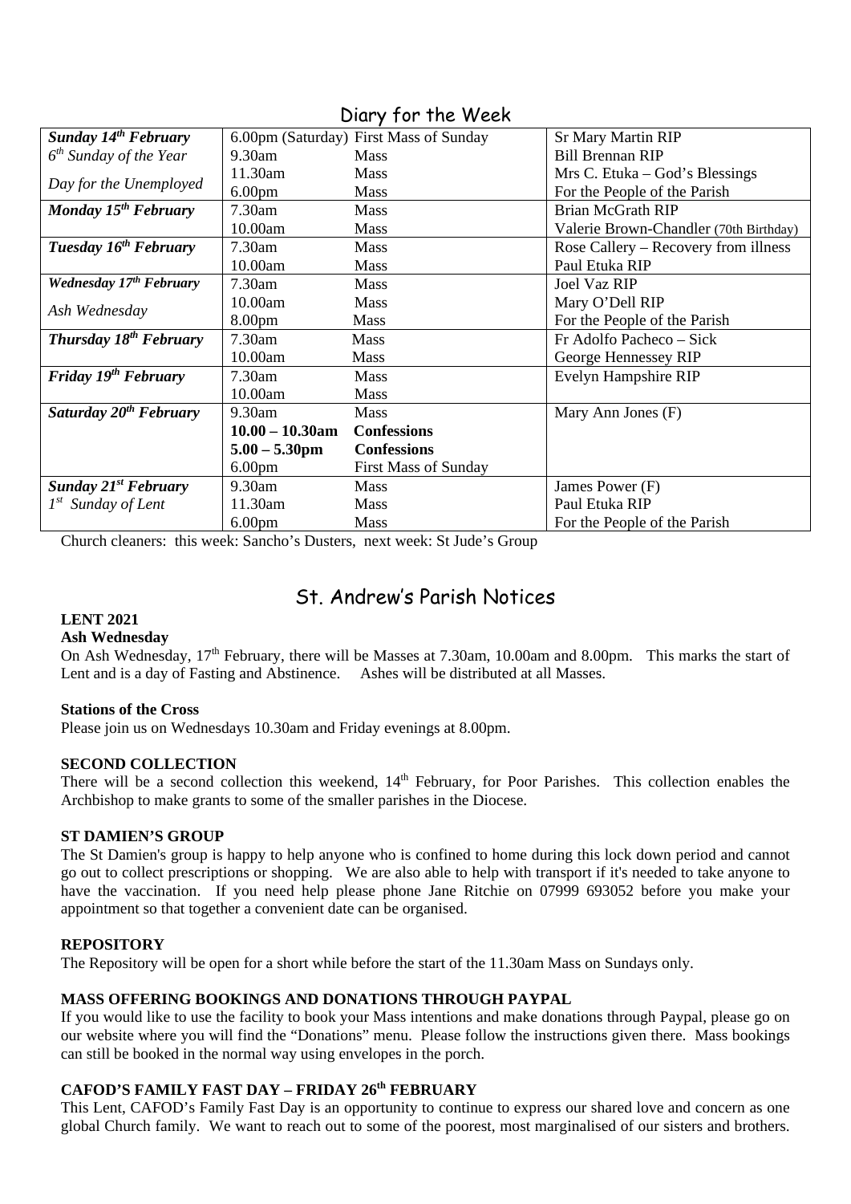## Diary for the Week

| | | | |
|---|---|---|---|
| ***Sunday 14th February*** | 6.00pm (Saturday) | First Mass of Sunday | Sr Mary Martin RIP |
| *6th Sunday of the Year* | 9.30am | Mass | Bill Brennan RIP |
| *Day for the Unemployed* | 11.30am | Mass | Mrs C. Etuka – God's Blessings |
| | 6.00pm | Mass | For the People of the Parish |
| ***Monday 15th February*** | 7.30am | Mass | Brian McGrath RIP |
| | 10.00am | Mass | Valerie Brown-Chandler (70th Birthday) |
| ***Tuesday 16th February*** | 7.30am | Mass | Rose Callery – Recovery from illness |
| | 10.00am | Mass | Paul Etuka RIP |
| ***Wednesday 17th February*** | 7.30am | Mass | Joel Vaz RIP |
| *Ash Wednesday* | 10.00am | Mass | Mary O'Dell RIP |
| | 8.00pm | Mass | For the People of the Parish |
| ***Thursday 18th February*** | 7.30am | Mass | Fr Adolfo Pacheco – Sick |
| | 10.00am | Mass | George Hennessey RIP |
| ***Friday 19th February*** | 7.30am | Mass | Evelyn Hampshire RIP |
| | 10.00am | Mass | |
| ***Saturday 20th February*** | 9.30am | Mass | Mary Ann Jones (F) |
| | **10.00 – 10.30am** | **Confessions** | |
| | **5.00 – 5.30pm** | **Confessions** | |
| | 6.00pm | First Mass of Sunday | |
| ***Sunday 21st February*** | 9.30am | Mass | James Power (F) |
| *1st Sunday of Lent* | 11.30am | Mass | Paul Etuka RIP |
| | 6.00pm | Mass | For the People of the Parish |

Church cleaners: this week: Sancho's Dusters, next week: St Jude's Group

## St. Andrew's Parish Notices

**LENT 2021**

**Ash Wednesday**

On Ash Wednesday, 17th February, there will be Masses at 7.30am, 10.00am and 8.00pm. This marks the start of Lent and is a day of Fasting and Abstinence. Ashes will be distributed at all Masses.

**Stations of the Cross**

Please join us on Wednesdays 10.30am and Friday evenings at 8.00pm.

**SECOND COLLECTION**

There will be a second collection this weekend, 14th February, for Poor Parishes. This collection enables the Archbishop to make grants to some of the smaller parishes in the Diocese.

**ST DAMIEN'S GROUP**

The St Damien's group is happy to help anyone who is confined to home during this lock down period and cannot go out to collect prescriptions or shopping. We are also able to help with transport if it's needed to take anyone to have the vaccination. If you need help please phone Jane Ritchie on 07999 693052 before you make your appointment so that together a convenient date can be organised.

**REPOSITORY**

The Repository will be open for a short while before the start of the 11.30am Mass on Sundays only.

**MASS OFFERING BOOKINGS AND DONATIONS THROUGH PAYPAL**

If you would like to use the facility to book your Mass intentions and make donations through Paypal, please go on our website where you will find the "Donations" menu. Please follow the instructions given there. Mass bookings can still be booked in the normal way using envelopes in the porch.

**CAFOD'S FAMILY FAST DAY – FRIDAY 26th FEBRUARY**

This Lent, CAFOD's Family Fast Day is an opportunity to continue to express our shared love and concern as one global Church family. We want to reach out to some of the poorest, most marginalised of our sisters and brothers.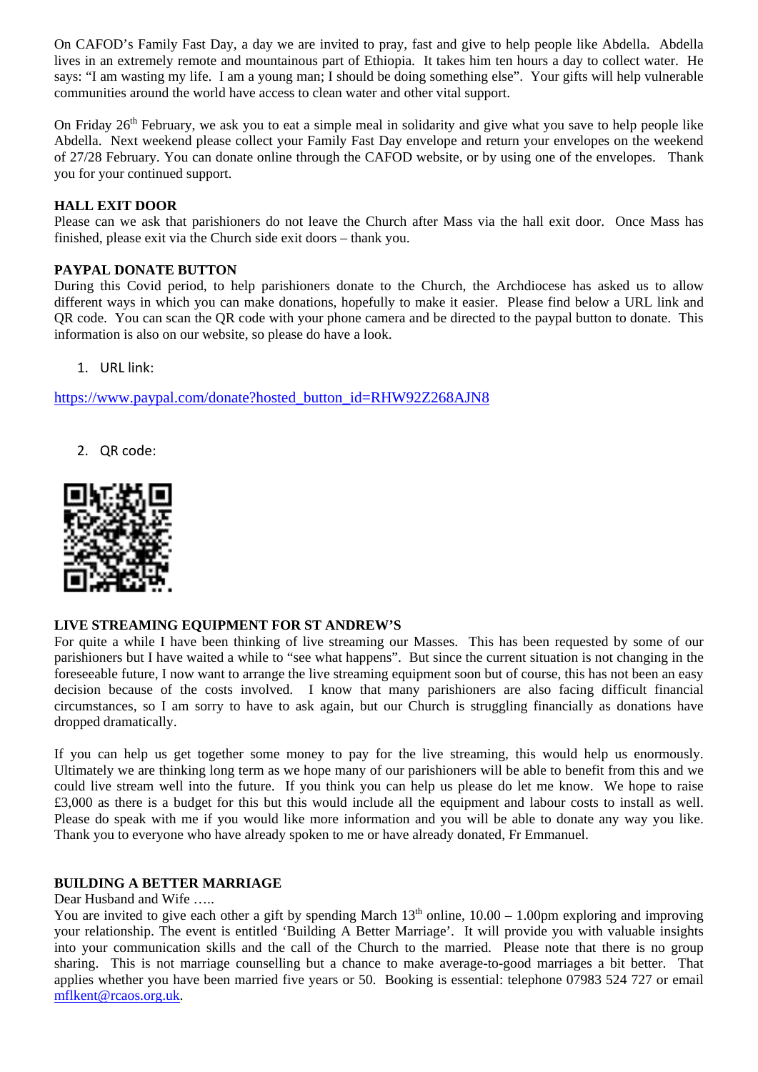On CAFOD's Family Fast Day, a day we are invited to pray, fast and give to help people like Abdella. Abdella lives in an extremely remote and mountainous part of Ethiopia. It takes him ten hours a day to collect water. He says: "I am wasting my life. I am a young man; I should be doing something else". Your gifts will help vulnerable communities around the world have access to clean water and other vital support.

On Friday 26th February, we ask you to eat a simple meal in solidarity and give what you save to help people like Abdella. Next weekend please collect your Family Fast Day envelope and return your envelopes on the weekend of 27/28 February. You can donate online through the CAFOD website, or by using one of the envelopes. Thank you for your continued support.

**HALL EXIT DOOR**

Please can we ask that parishioners do not leave the Church after Mass via the hall exit door. Once Mass has finished, please exit via the Church side exit doors – thank you.

**PAYPAL DONATE BUTTON**

During this Covid period, to help parishioners donate to the Church, the Archdiocese has asked us to allow different ways in which you can make donations, hopefully to make it easier. Please find below a URL link and QR code. You can scan the QR code with your phone camera and be directed to the paypal button to donate. This information is also on our website, so please do have a look.

1. URL link:

https://www.paypal.com/donate?hosted_button_id=RHW92Z268AJN8

2. QR code:

**LIVE STREAMING EQUIPMENT FOR ST ANDREW'S**

For quite a while I have been thinking of live streaming our Masses. This has been requested by some of our parishioners but I have waited a while to "see what happens". But since the current situation is not changing in the foreseeable future, I now want to arrange the live streaming equipment soon but of course, this has not been an easy decision because of the costs involved. I know that many parishioners are also facing difficult financial circumstances, so I am sorry to have to ask again, but our Church is struggling financially as donations have dropped dramatically.

If you can help us get together some money to pay for the live streaming, this would help us enormously. Ultimately we are thinking long term as we hope many of our parishioners will be able to benefit from this and we could live stream well into the future. If you think you can help us please do let me know. We hope to raise £3,000 as there is a budget for this but this would include all the equipment and labour costs to install as well. Please do speak with me if you would like more information and you will be able to donate any way you like. Thank you to everyone who have already spoken to me or have already donated, Fr Emmanuel.

**BUILDING A BETTER MARRIAGE**

Dear Husband and Wife …..

You are invited to give each other a gift by spending March 13th online, 10.00 – 1.00pm exploring and improving your relationship. The event is entitled 'Building A Better Marriage'. It will provide you with valuable insights into your communication skills and the call of the Church to the married. Please note that there is no group sharing. This is not marriage counselling but a chance to make average-to-good marriages a bit better. That applies whether you have been married five years or 50. Booking is essential: telephone 07983 524 727 or email mflkent@rcaos.org.uk.